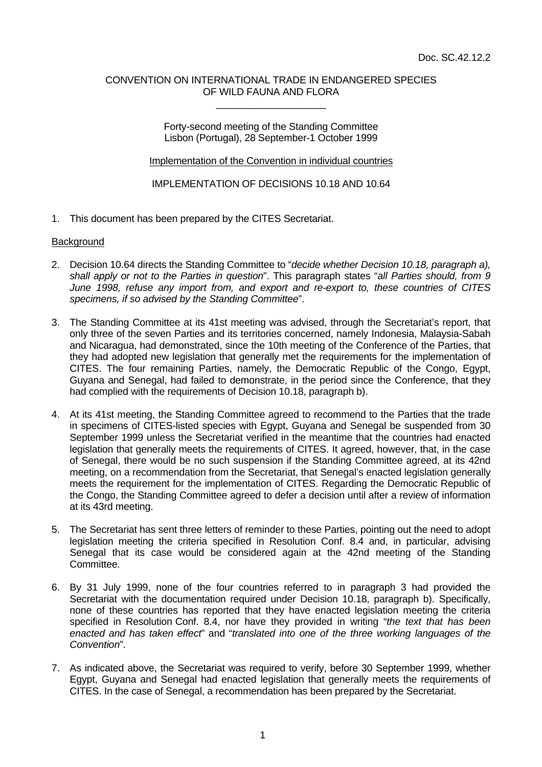Doc. SC.42.12.2

CONVENTION ON INTERNATIONAL TRADE IN ENDANGERED SPECIES
OF WILD FAUNA AND FLORA

---

Forty-second meeting of the Standing Committee
Lisbon (Portugal), 28 September-1 October 1999

Implementation of the Convention in individual countries

IMPLEMENTATION OF DECISIONS 10.18 AND 10.64

1. This document has been prepared by the CITES Secretariat.

## Background

2. Decision 10.64 directs the Standing Committee to "*decide whether Decision 10.18, paragraph a), shall apply or not to the Parties in question*". This paragraph states "*all Parties should, from 9 June 1998, refuse any import from, and export and re-export to, these countries of CITES specimens, if so advised by the Standing Committee*".

3. The Standing Committee at its 41st meeting was advised, through the Secretariat's report, that only three of the seven Parties and its territories concerned, namely Indonesia, Malaysia-Sabah and Nicaragua, had demonstrated, since the 10th meeting of the Conference of the Parties, that they had adopted new legislation that generally met the requirements for the implementation of CITES. The four remaining Parties, namely, the Democratic Republic of the Congo, Egypt, Guyana and Senegal, had failed to demonstrate, in the period since the Conference, that they had complied with the requirements of Decision 10.18, paragraph b).

4. At its 41st meeting, the Standing Committee agreed to recommend to the Parties that the trade in specimens of CITES-listed species with Egypt, Guyana and Senegal be suspended from 30 September 1999 unless the Secretariat verified in the meantime that the countries had enacted legislation that generally meets the requirements of CITES. It agreed, however, that, in the case of Senegal, there would be no such suspension if the Standing Committee agreed, at its 42nd meeting, on a recommendation from the Secretariat, that Senegal's enacted legislation generally meets the requirement for the implementation of CITES. Regarding the Democratic Republic of the Congo, the Standing Committee agreed to defer a decision until after a review of information at its 43rd meeting.

5. The Secretariat has sent three letters of reminder to these Parties, pointing out the need to adopt legislation meeting the criteria specified in Resolution Conf. 8.4 and, in particular, advising Senegal that its case would be considered again at the 42nd meeting of the Standing Committee.

6. By 31 July 1999, none of the four countries referred to in paragraph 3 had provided the Secretariat with the documentation required under Decision 10.18, paragraph b). Specifically, none of these countries has reported that they have enacted legislation meeting the criteria specified in Resolution Conf. 8.4, nor have they provided in writing "*the text that has been enacted and has taken effect*" and "*translated into one of the three working languages of the Convention*".

7. As indicated above, the Secretariat was required to verify, before 30 September 1999, whether Egypt, Guyana and Senegal had enacted legislation that generally meets the requirements of CITES. In the case of Senegal, a recommendation has been prepared by the Secretariat.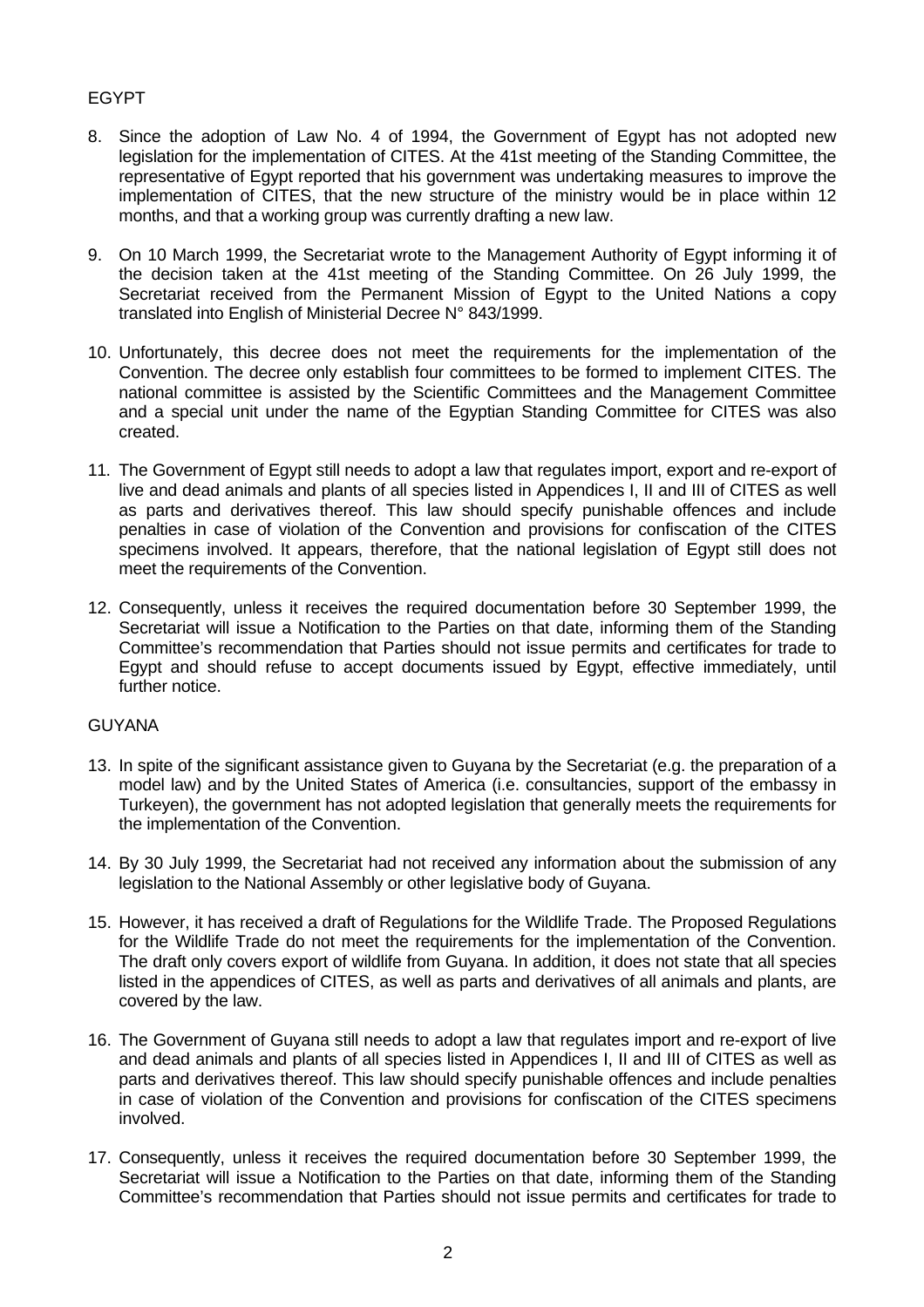EGYPT

8. Since the adoption of Law No. 4 of 1994, the Government of Egypt has not adopted new legislation for the implementation of CITES. At the 41st meeting of the Standing Committee, the representative of Egypt reported that his government was undertaking measures to improve the implementation of CITES, that the new structure of the ministry would be in place within 12 months, and that a working group was currently drafting a new law.

9. On 10 March 1999, the Secretariat wrote to the Management Authority of Egypt informing it of the decision taken at the 41st meeting of the Standing Committee. On 26 July 1999, the Secretariat received from the Permanent Mission of Egypt to the United Nations a copy translated into English of Ministerial Decree N° 843/1999.

10. Unfortunately, this decree does not meet the requirements for the implementation of the Convention. The decree only establish four committees to be formed to implement CITES. The national committee is assisted by the Scientific Committees and the Management Committee and a special unit under the name of the Egyptian Standing Committee for CITES was also created.

11. The Government of Egypt still needs to adopt a law that regulates import, export and re-export of live and dead animals and plants of all species listed in Appendices I, II and III of CITES as well as parts and derivatives thereof. This law should specify punishable offences and include penalties in case of violation of the Convention and provisions for confiscation of the CITES specimens involved. It appears, therefore, that the national legislation of Egypt still does not meet the requirements of the Convention.

12. Consequently, unless it receives the required documentation before 30 September 1999, the Secretariat will issue a Notification to the Parties on that date, informing them of the Standing Committee's recommendation that Parties should not issue permits and certificates for trade to Egypt and should refuse to accept documents issued by Egypt, effective immediately, until further notice.

GUYANA

13. In spite of the significant assistance given to Guyana by the Secretariat (e.g. the preparation of a model law) and by the United States of America (i.e. consultancies, support of the embassy in Turkeyen), the government has not adopted legislation that generally meets the requirements for the implementation of the Convention.

14. By 30 July 1999, the Secretariat had not received any information about the submission of any legislation to the National Assembly or other legislative body of Guyana.

15. However, it has received a draft of Regulations for the Wildlife Trade. The Proposed Regulations for the Wildlife Trade do not meet the requirements for the implementation of the Convention. The draft only covers export of wildlife from Guyana. In addition, it does not state that all species listed in the appendices of CITES, as well as parts and derivatives of all animals and plants, are covered by the law.

16. The Government of Guyana still needs to adopt a law that regulates import and re-export of live and dead animals and plants of all species listed in Appendices I, II and III of CITES as well as parts and derivatives thereof. This law should specify punishable offences and include penalties in case of violation of the Convention and provisions for confiscation of the CITES specimens involved.

17. Consequently, unless it receives the required documentation before 30 September 1999, the Secretariat will issue a Notification to the Parties on that date, informing them of the Standing Committee's recommendation that Parties should not issue permits and certificates for trade to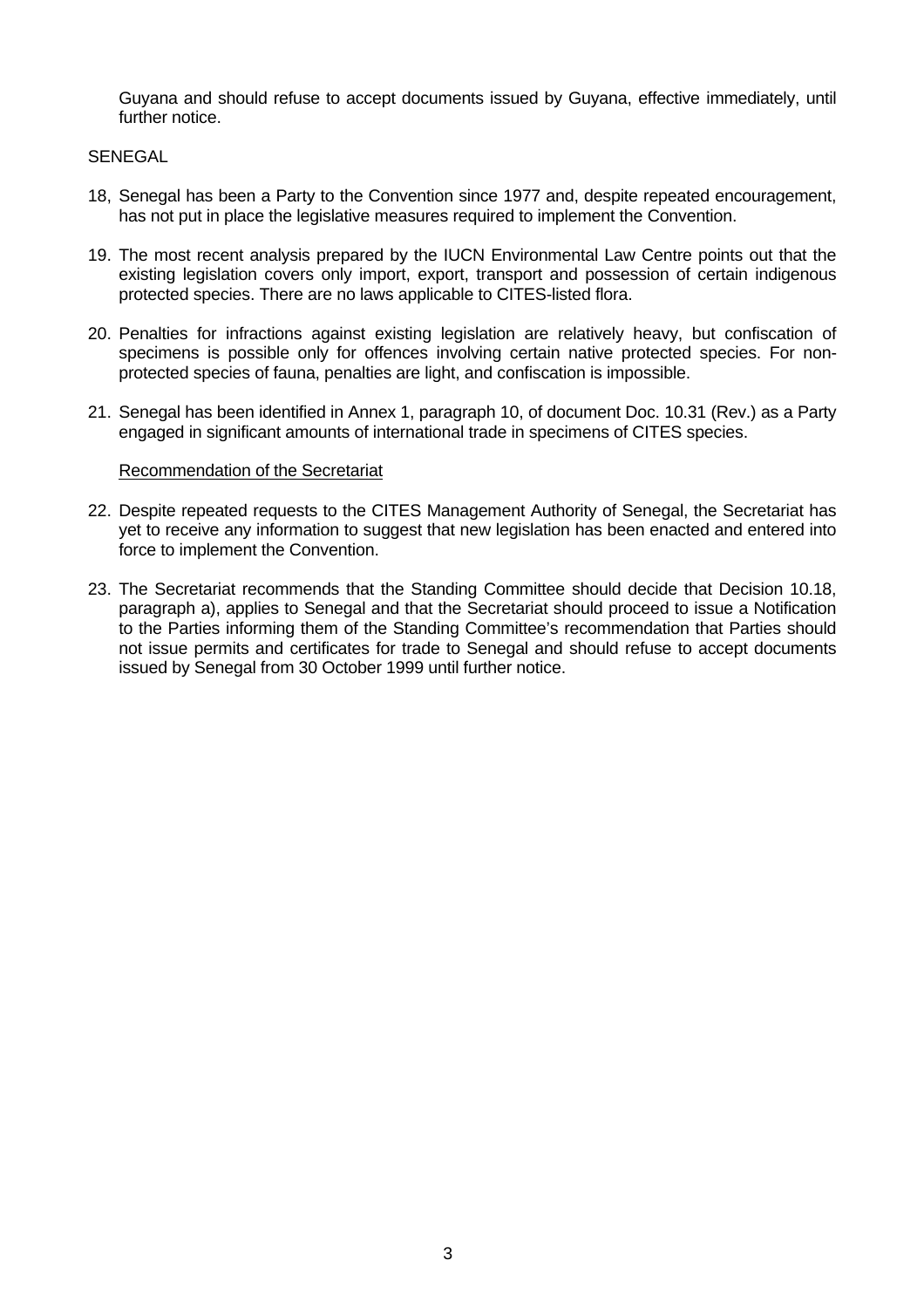Guyana and should refuse to accept documents issued by Guyana, effective immediately, until further notice.

SENEGAL

18, Senegal has been a Party to the Convention since 1977 and, despite repeated encouragement, has not put in place the legislative measures required to implement the Convention.

19. The most recent analysis prepared by the IUCN Environmental Law Centre points out that the existing legislation covers only import, export, transport and possession of certain indigenous protected species. There are no laws applicable to CITES-listed flora.

20. Penalties for infractions against existing legislation are relatively heavy, but confiscation of specimens is possible only for offences involving certain native protected species. For non-protected species of fauna, penalties are light, and confiscation is impossible.

21. Senegal has been identified in Annex 1, paragraph 10, of document Doc. 10.31 (Rev.) as a Party engaged in significant amounts of international trade in specimens of CITES species.

Recommendation of the Secretariat

22. Despite repeated requests to the CITES Management Authority of Senegal, the Secretariat has yet to receive any information to suggest that new legislation has been enacted and entered into force to implement the Convention.

23. The Secretariat recommends that the Standing Committee should decide that Decision 10.18, paragraph a), applies to Senegal and that the Secretariat should proceed to issue a Notification to the Parties informing them of the Standing Committee's recommendation that Parties should not issue permits and certificates for trade to Senegal and should refuse to accept documents issued by Senegal from 30 October 1999 until further notice.